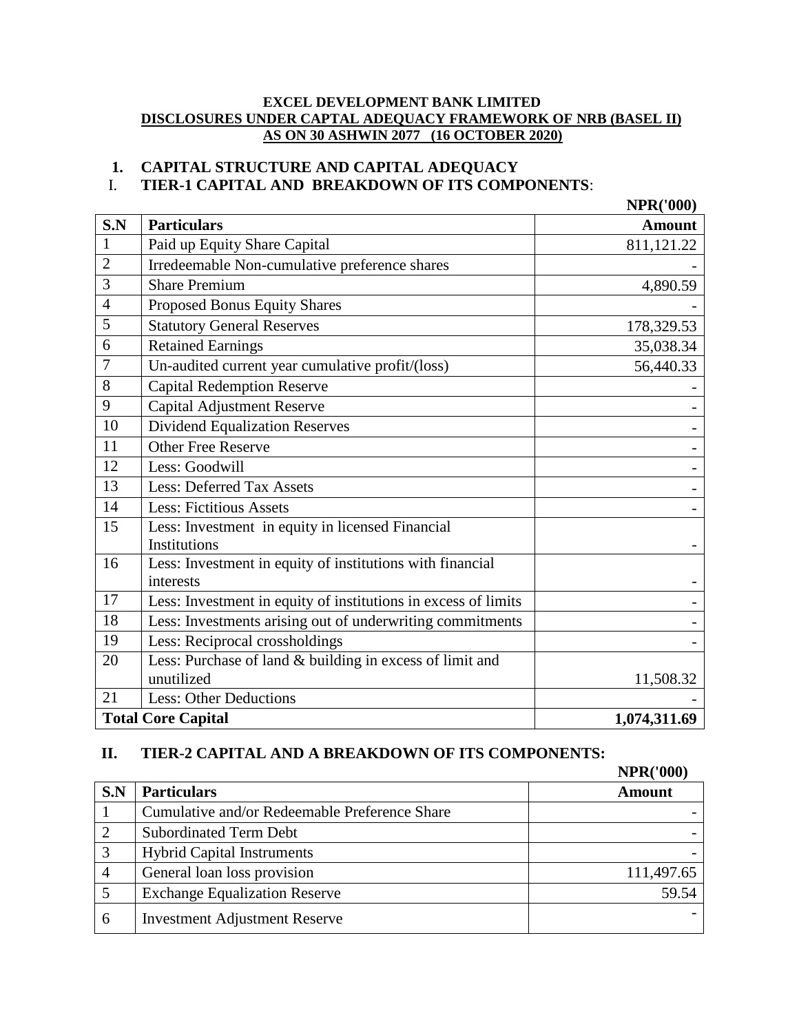**EXCEL DEVELOPMENT BANK LIMITED**

**DISCLOSURES UNDER CAPTAL ADEQUACY FRAMEWORK OF NRB (BASEL II)**

**AS ON 30 ASHWIN 2077 (16 OCTOBER 2020)**

## 1. CAPITAL STRUCTURE AND CAPITAL ADEQUACY

### I. TIER-1 CAPITAL AND BREAKDOWN OF ITS COMPONENTS:

**NPR('000)**

| S.N | Particulars | Amount |
|---|---|---|
| 1 | Paid up Equity Share Capital | 811,121.22 |
| 2 | Irredeemable Non-cumulative preference shares | - |
| 3 | Share Premium | 4,890.59 |
| 4 | Proposed Bonus Equity Shares | - |
| 5 | Statutory General Reserves | 178,329.53 |
| 6 | Retained Earnings | 35,038.34 |
| 7 | Un-audited current year cumulative profit/(loss) | 56,440.33 |
| 8 | Capital Redemption Reserve | - |
| 9 | Capital Adjustment Reserve | - |
| 10 | Dividend Equalization Reserves | - |
| 11 | Other Free Reserve | - |
| 12 | Less: Goodwill | - |
| 13 | Less: Deferred Tax Assets | - |
| 14 | Less: Fictitious Assets | - |
| 15 | Less: Investment in equity in licensed Financial Institutions | - |
| 16 | Less: Investment in equity of institutions with financial interests | - |
| 17 | Less: Investment in equity of institutions in excess of limits | - |
| 18 | Less: Investments arising out of underwriting commitments | - |
| 19 | Less: Reciprocal crossholdings | - |
| 20 | Less: Purchase of land & building in excess of limit and unutilized | 11,508.32 |
| 21 | Less: Other Deductions | - |
| **Total Core Capital** | | **1,074,311.69** |

### II. TIER-2 CAPITAL AND A BREAKDOWN OF ITS COMPONENTS:

**NPR('000)**

| S.N | Particulars | Amount |
|---|---|---|
| 1 | Cumulative and/or Redeemable Preference Share | - |
| 2 | Subordinated Term Debt | - |
| 3 | Hybrid Capital Instruments | - |
| 4 | General loan loss provision | 111,497.65 |
| 5 | Exchange Equalization Reserve | 59.54 |
| 6 | Investment Adjustment Reserve | - |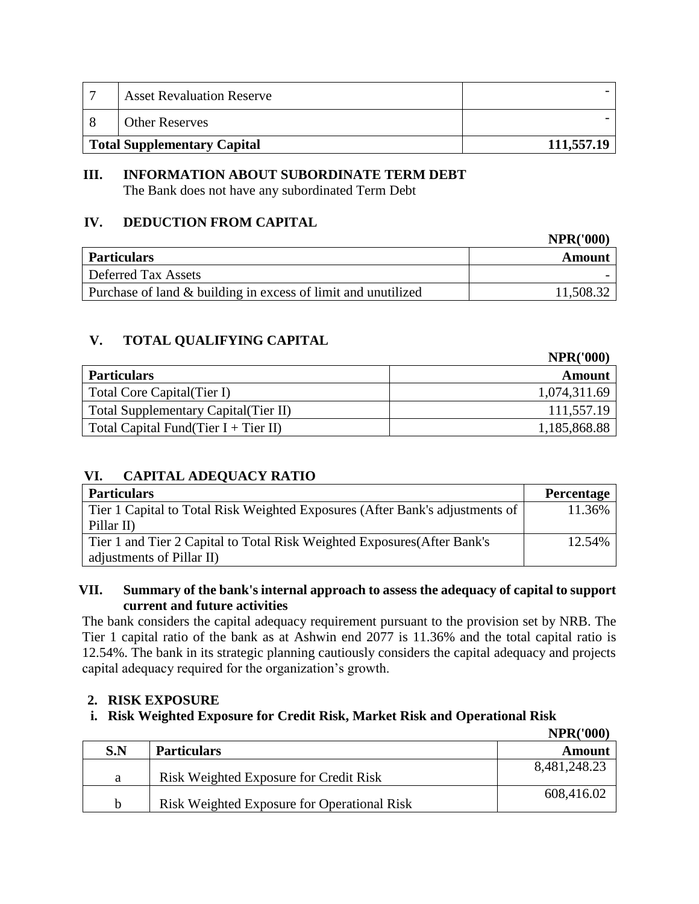| 7 | Asset Revaluation Reserve | - |
|---|---|---|
| 8 | Other Reserves | - |
| **Total Supplementary Capital** | | **111,557.19** |

### III. INFORMATION ABOUT SUBORDINATE TERM DEBT

The Bank does not have any subordinated Term Debt

### IV. DEDUCTION FROM CAPITAL

**NPR('000)**

| **Particulars** | **Amount** |
|---|---|
| Deferred Tax Assets | - |
| Purchase of land & building in excess of limit and unutilized | 11,508.32 |

### V. TOTAL QUALIFYING CAPITAL

**NPR('000)**

| **Particulars** | **Amount** |
|---|---|
| Total Core Capital(Tier I) | 1,074,311.69 |
| Total Supplementary Capital(Tier II) | 111,557.19 |
| Total Capital Fund(Tier I + Tier II) | 1,185,868.88 |

### VI. CAPITAL ADEQUACY RATIO

| **Particulars** | **Percentage** |
|---|---|
| Tier 1 Capital to Total Risk Weighted Exposures (After Bank's adjustments of Pillar II) | 11.36% |
| Tier 1 and Tier 2 Capital to Total Risk Weighted Exposures(After Bank's adjustments of Pillar II) | 12.54% |

### VII. Summary of the bank's internal approach to assess the adequacy of capital to support current and future activities

The bank considers the capital adequacy requirement pursuant to the provision set by NRB. The Tier 1 capital ratio of the bank as at Ashwin end 2077 is 11.36% and the total capital ratio is 12.54%. The bank in its strategic planning cautiously considers the capital adequacy and projects capital adequacy required for the organization's growth.

## 2. RISK EXPOSURE

### i. Risk Weighted Exposure for Credit Risk, Market Risk and Operational Risk

**NPR('000)**

| **S.N** | **Particulars** | **Amount** |
|---|---|---|
| a | Risk Weighted Exposure for Credit Risk | 8,481,248.23 |
| b | Risk Weighted Exposure for Operational Risk | 608,416.02 |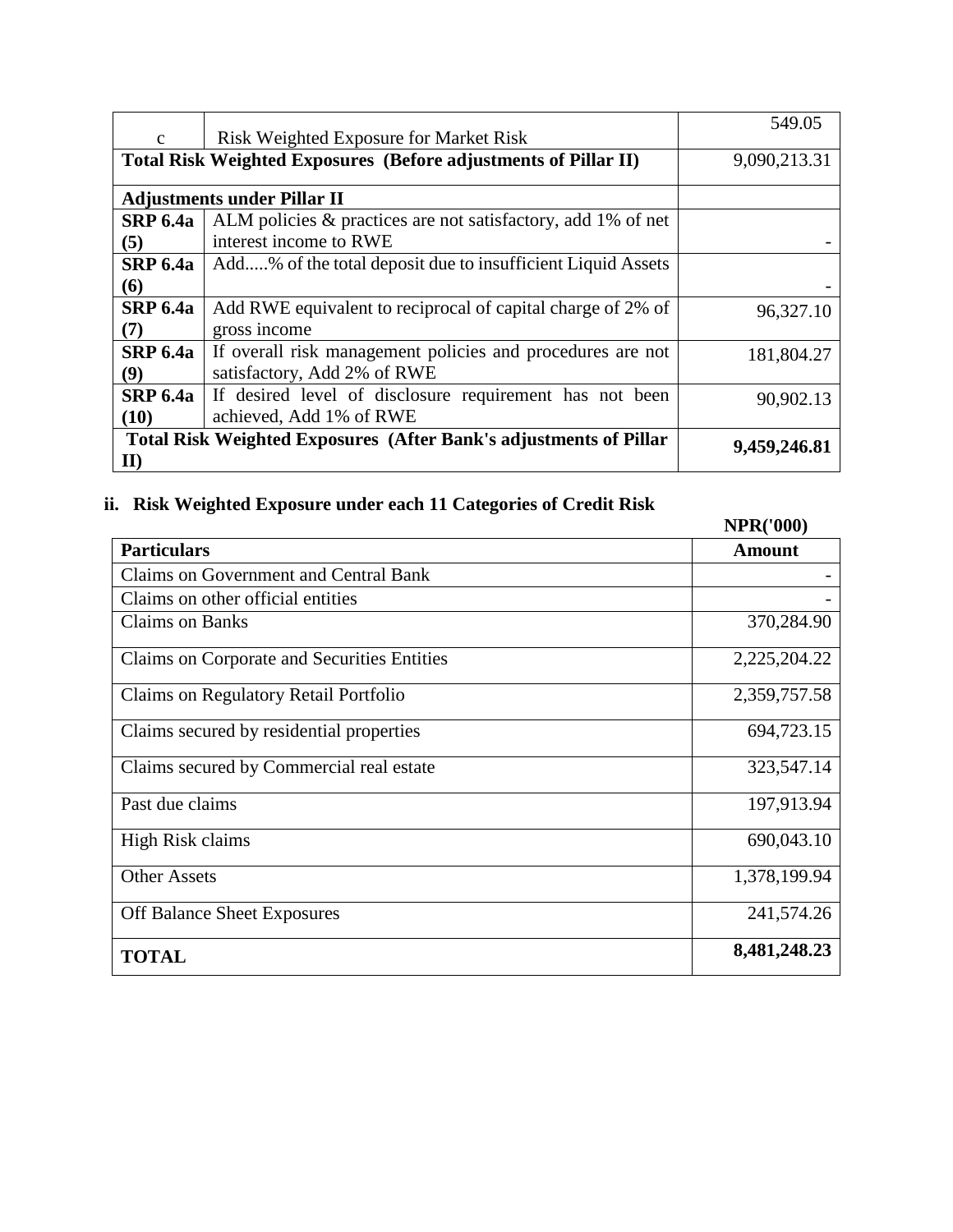| | | |
|---|---|---|
| c | Risk Weighted Exposure for Market Risk | 549.05 |
| **Total Risk Weighted Exposures (Before adjustments of Pillar II)** | | 9,090,213.31 |
| **Adjustments under Pillar II** | | |
| **SRP 6.4a (5)** | ALM policies & practices are not satisfactory, add 1% of net interest income to RWE | - |
| **SRP 6.4a (6)** | Add.....% of the total deposit due to insufficient Liquid Assets | - |
| **SRP 6.4a (7)** | Add RWE equivalent to reciprocal of capital charge of 2% of gross income | 96,327.10 |
| **SRP 6.4a (9)** | If overall risk management policies and procedures are not satisfactory, Add 2% of RWE | 181,804.27 |
| **SRP 6.4a (10)** | If desired level of disclosure requirement has not been achieved, Add 1% of RWE | 90,902.13 |
| **Total Risk Weighted Exposures (After Bank's adjustments of Pillar II)** | | **9,459,246.81** |

### ii. Risk Weighted Exposure under each 11 Categories of Credit Risk

**NPR('000)**

| **Particulars** | **Amount** |
|---|---|
| Claims on Government and Central Bank | - |
| Claims on other official entities | - |
| Claims on Banks | 370,284.90 |
| Claims on Corporate and Securities Entities | 2,225,204.22 |
| Claims on Regulatory Retail Portfolio | 2,359,757.58 |
| Claims secured by residential properties | 694,723.15 |
| Claims secured by Commercial real estate | 323,547.14 |
| Past due claims | 197,913.94 |
| High Risk claims | 690,043.10 |
| Other Assets | 1,378,199.94 |
| Off Balance Sheet Exposures | 241,574.26 |
| **TOTAL** | **8,481,248.23** |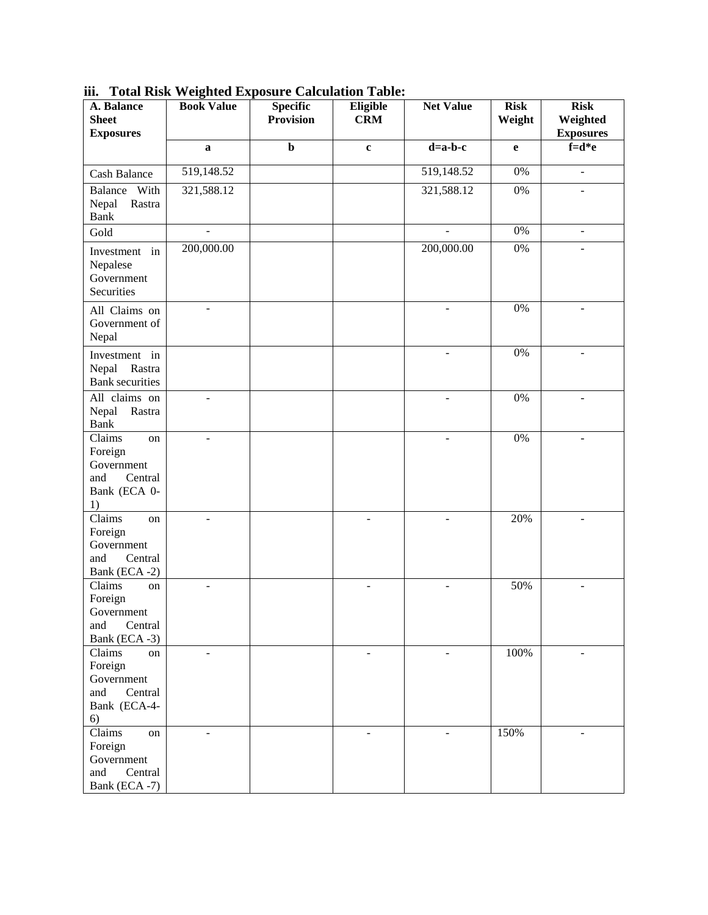### iii. Total Risk Weighted Exposure Calculation Table:

| A. Balance Sheet Exposures | Book Value | Specific Provision | Eligible CRM | Net Value | Risk Weight | Risk Weighted Exposures |
|---|---|---|---|---|---|---|
| | a | b | c | d=a-b-c | e | f=d*e |
| Cash Balance | 519,148.52 | | | 519,148.52 | 0% | - |
| Balance With Nepal Rastra Bank | 321,588.12 | | | 321,588.12 | 0% | - |
| Gold | - | | | - | 0% | - |
| Investment in Nepalese Government Securities | 200,000.00 | | | 200,000.00 | 0% | - |
| All Claims on Government of Nepal | - | | | - | 0% | - |
| Investment in Nepal Rastra Bank securities | | | | - | 0% | - |
| All claims on Nepal Rastra Bank | - | | | - | 0% | - |
| Claims on Foreign Government and Central Bank (ECA 0-1) | - | | | - | 0% | - |
| Claims on Foreign Government and Central Bank (ECA -2) | - | | - | - | 20% | - |
| Claims on Foreign Government and Central Bank (ECA -3) | - | | - | - | 50% | - |
| Claims on Foreign Government and Central Bank (ECA-4-6) | - | | - | - | 100% | - |
| Claims on Foreign Government and Central Bank (ECA -7) | - | | - | - | 150% | - |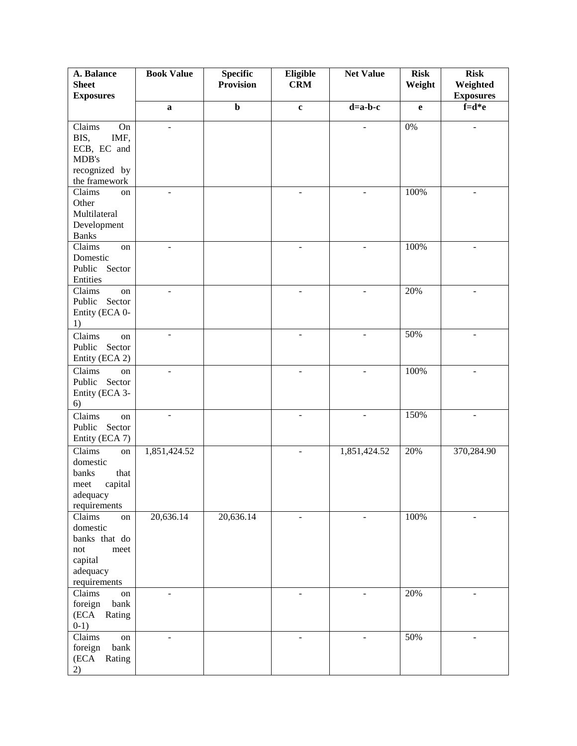| A. Balance Sheet Exposures | Book Value | Specific Provision | Eligible CRM | Net Value | Risk Weight | Risk Weighted Exposures |
|---|---|---|---|---|---|---|
| | a | b | c | d=a-b-c | e | f=d*e |
| Claims On BIS, IMF, ECB, EC and MDB's recognized by the framework | - | | | - | 0% | - |
| Claims on Other Multilateral Development Banks | - | | - | - | 100% | - |
| Claims on Domestic Public Sector Entities | - | | - | - | 100% | - |
| Claims on Public Sector Entity (ECA 0-1) | - | | - | - | 20% | - |
| Claims on Public Sector Entity (ECA 2) | - | | - | - | 50% | - |
| Claims on Public Sector Entity (ECA 3-6) | - | | - | - | 100% | - |
| Claims on Public Sector Entity (ECA 7) | - | | - | - | 150% | - |
| Claims on domestic banks that meet capital adequacy requirements | 1,851,424.52 | | - | 1,851,424.52 | 20% | 370,284.90 |
| Claims on domestic banks that do not meet capital adequacy requirements | 20,636.14 | 20,636.14 | - | - | 100% | - |
| Claims on foreign bank (ECA Rating 0-1) | - | | - | - | 20% | - |
| Claims on foreign bank (ECA Rating 2) | - | | - | - | 50% | - |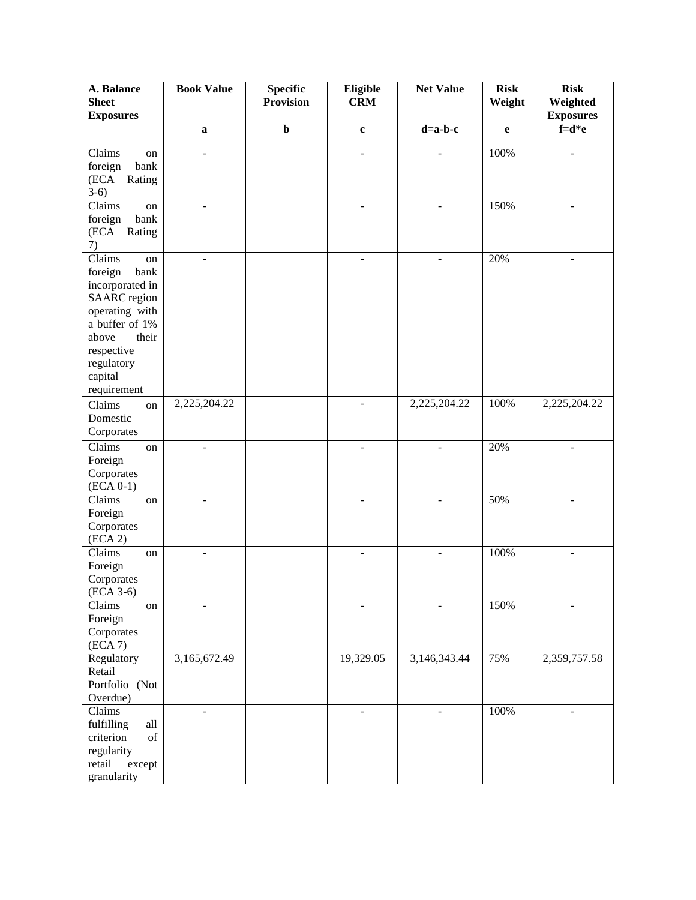| A. Balance Sheet Exposures | Book Value | Specific Provision | Eligible CRM | Net Value | Risk Weight | Risk Weighted Exposures |
|---|---|---|---|---|---|---|
| | a | b | c | d=a-b-c | e | f=d*e |
| Claims on foreign bank (ECA Rating 3-6) | - | | - | - | 100% | - |
| Claims on foreign bank (ECA Rating 7) | - | | - | - | 150% | - |
| Claims on foreign bank incorporated in SAARC region operating with a buffer of 1% above their respective regulatory capital requirement | - | | - | - | 20% | - |
| Claims on Domestic Corporates | 2,225,204.22 | | - | 2,225,204.22 | 100% | 2,225,204.22 |
| Claims on Foreign Corporates (ECA 0-1) | - | | - | - | 20% | - |
| Claims on Foreign Corporates (ECA 2) | - | | - | - | 50% | - |
| Claims on Foreign Corporates (ECA 3-6) | - | | - | - | 100% | - |
| Claims on Foreign Corporates (ECA 7) | - | | - | - | 150% | - |
| Regulatory Retail Portfolio (Not Overdue) | 3,165,672.49 | | 19,329.05 | 3,146,343.44 | 75% | 2,359,757.58 |
| Claims fulfilling all criterion of regularity retail except granularity | - | | - | - | 100% | - |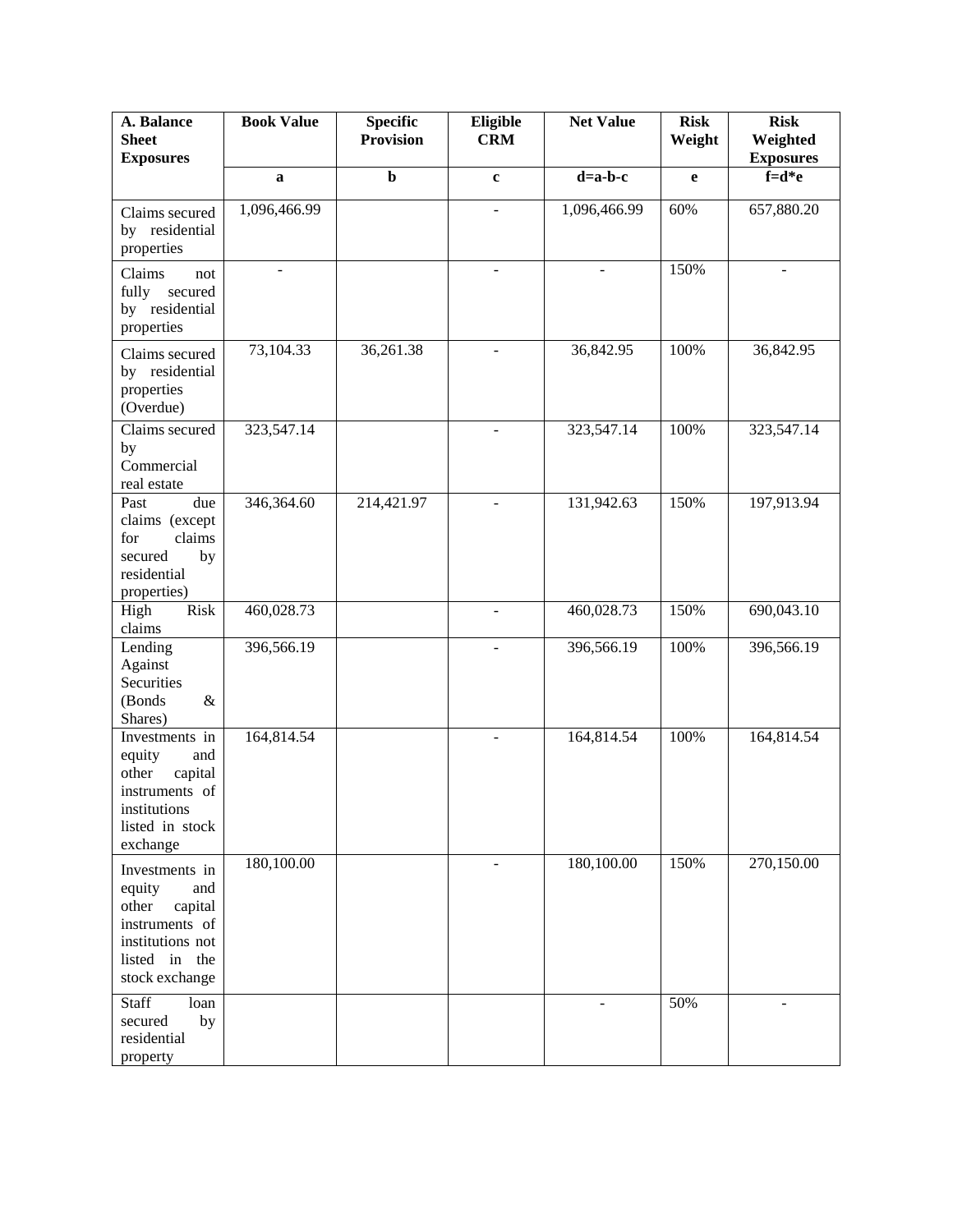| A. Balance Sheet Exposures | Book Value | Specific Provision | Eligible CRM | Net Value | Risk Weight | Risk Weighted Exposures |
|---|---|---|---|---|---|---|
| | a | b | c | d=a-b-c | e | f=d*e |
| Claims secured by residential properties | 1,096,466.99 | | - | 1,096,466.99 | 60% | 657,880.20 |
| Claims not fully secured by residential properties | - | | - | - | 150% | - |
| Claims secured by residential properties (Overdue) | 73,104.33 | 36,261.38 | - | 36,842.95 | 100% | 36,842.95 |
| Claims secured by Commercial real estate | 323,547.14 | | - | 323,547.14 | 100% | 323,547.14 |
| Past due claims (except for claims secured by residential properties) | 346,364.60 | 214,421.97 | - | 131,942.63 | 150% | 197,913.94 |
| High Risk claims | 460,028.73 | | - | 460,028.73 | 150% | 690,043.10 |
| Lending Against Securities (Bonds & Shares) | 396,566.19 | | - | 396,566.19 | 100% | 396,566.19 |
| Investments in equity and other capital instruments of institutions listed in stock exchange | 164,814.54 | | - | 164,814.54 | 100% | 164,814.54 |
| Investments in equity and other capital instruments of institutions not listed in the stock exchange | 180,100.00 | | - | 180,100.00 | 150% | 270,150.00 |
| Staff loan secured by residential property | | | | - | 50% | - |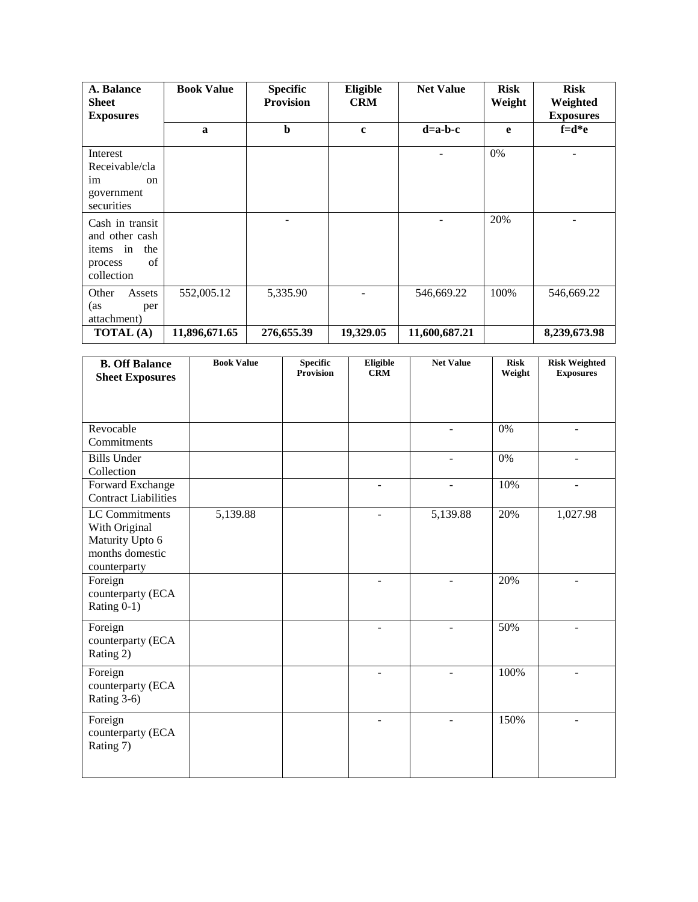| A. Balance Sheet Exposures | Book Value | Specific Provision | Eligible CRM | Net Value | Risk Weight | Risk Weighted Exposures |
|---|---|---|---|---|---|---|
| | a | b | c | d=a-b-c | e | f=d*e |
| Interest Receivable/claim on government securities | | | | - | 0% | - |
| Cash in transit and other cash items in the process of collection | | - | | - | 20% | - |
| Other Assets (as per attachment) | 552,005.12 | 5,335.90 | - | 546,669.22 | 100% | 546,669.22 |
| **TOTAL (A)** | **11,896,671.65** | **276,655.39** | **19,329.05** | **11,600,687.21** | | **8,239,673.98** |

| B. Off Balance Sheet Exposures | Book Value | Specific Provision | Eligible CRM | Net Value | Risk Weight | Risk Weighted Exposures |
|---|---|---|---|---|---|---|
| Revocable Commitments | | | | - | 0% | - |
| Bills Under Collection | | | | - | 0% | - |
| Forward Exchange Contract Liabilities | | | - | - | 10% | - |
| LC Commitments With Original Maturity Upto 6 months domestic counterparty | 5,139.88 | | - | 5,139.88 | 20% | 1,027.98 |
| Foreign counterparty (ECA Rating 0-1) | | | - | - | 20% | - |
| Foreign counterparty (ECA Rating 2) | | | - | - | 50% | - |
| Foreign counterparty (ECA Rating 3-6) | | | - | - | 100% | - |
| Foreign counterparty (ECA Rating 7) | | | - | - | 150% | - |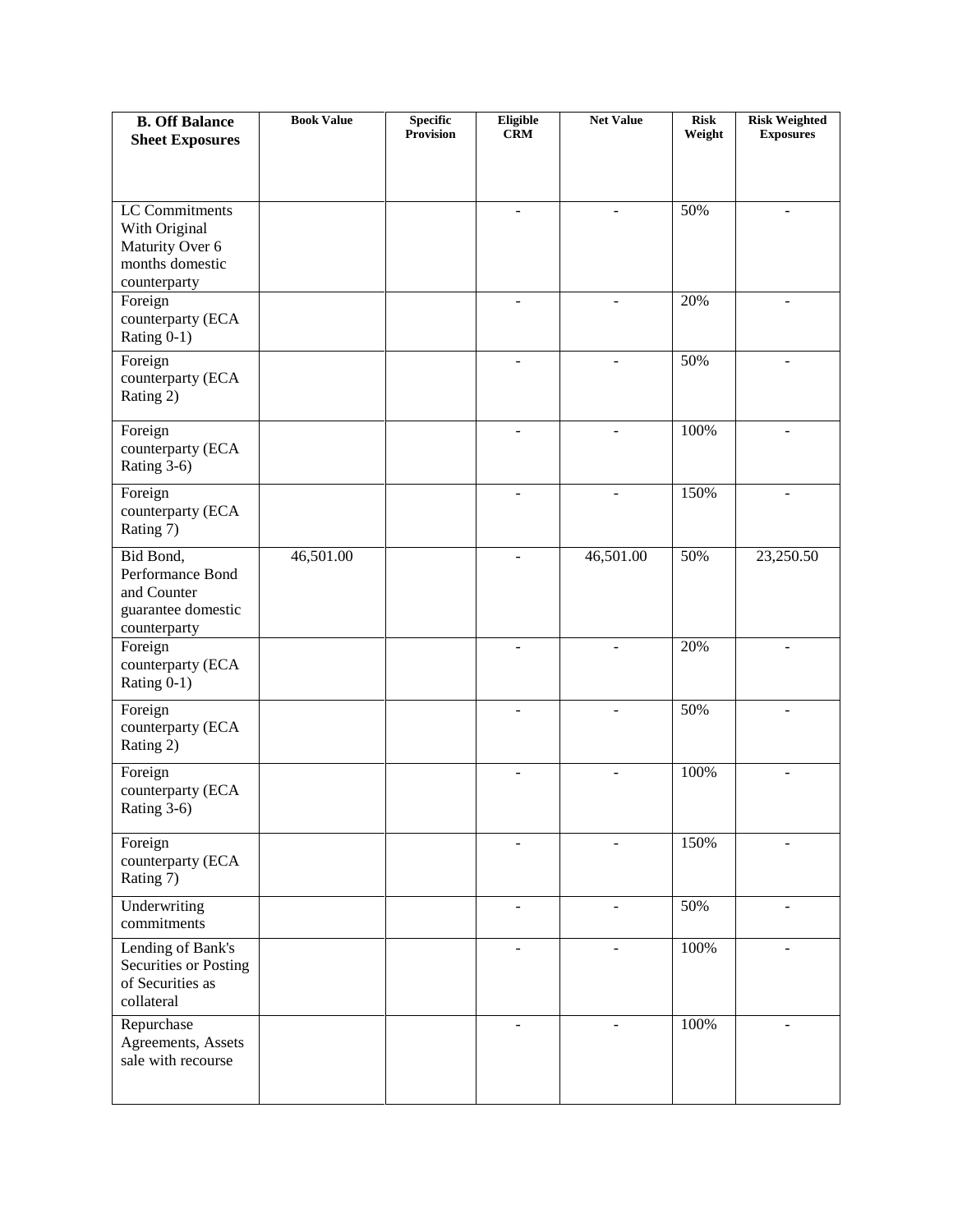| **B. Off Balance Sheet Exposures** | Book Value | Specific Provision | Eligible CRM | Net Value | Risk Weight | Risk Weighted Exposures |
|---|---|---|---|---|---|---|
| LC Commitments With Original Maturity Over 6 months domestic counterparty | | | - | - | 50% | - |
| Foreign counterparty (ECA Rating 0-1) | | | - | - | 20% | - |
| Foreign counterparty (ECA Rating 2) | | | - | - | 50% | - |
| Foreign counterparty (ECA Rating 3-6) | | | - | - | 100% | - |
| Foreign counterparty (ECA Rating 7) | | | - | - | 150% | - |
| Bid Bond, Performance Bond and Counter guarantee domestic counterparty | 46,501.00 | | - | 46,501.00 | 50% | 23,250.50 |
| Foreign counterparty (ECA Rating 0-1) | | | - | - | 20% | - |
| Foreign counterparty (ECA Rating 2) | | | - | - | 50% | - |
| Foreign counterparty (ECA Rating 3-6) | | | - | - | 100% | - |
| Foreign counterparty (ECA Rating 7) | | | - | - | 150% | - |
| Underwriting commitments | | | - | - | 50% | - |
| Lending of Bank's Securities or Posting of Securities as collateral | | | - | - | 100% | - |
| Repurchase Agreements, Assets sale with recourse | | | - | - | 100% | - |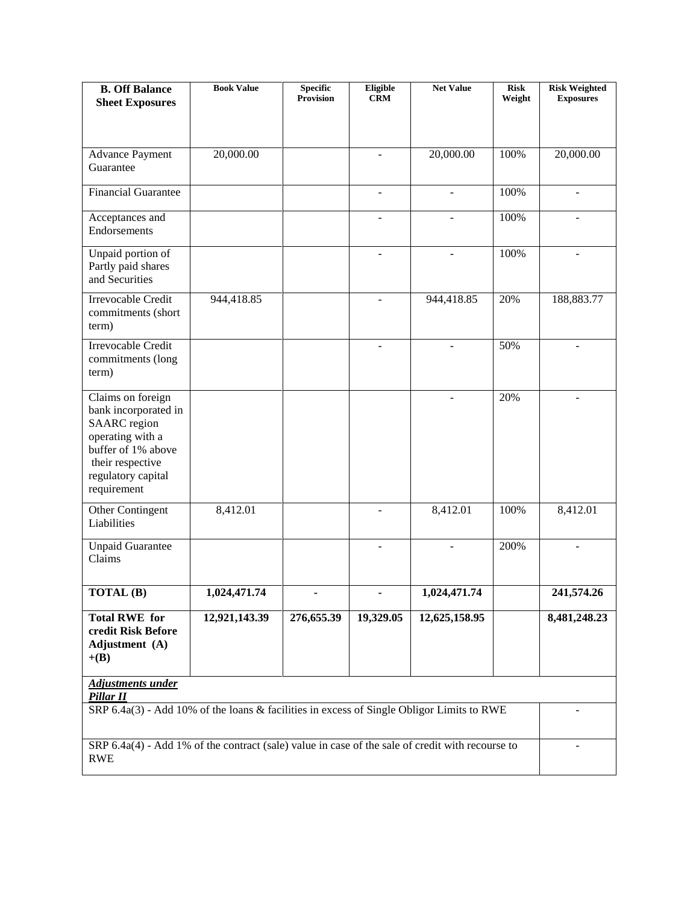| **B. Off Balance Sheet Exposures** | **Book Value** | **Specific Provision** | **Eligible CRM** | **Net Value** | **Risk Weight** | **Risk Weighted Exposures** |
|---|---|---|---|---|---|---|
| Advance Payment Guarantee | 20,000.00 | | - | 20,000.00 | 100% | 20,000.00 |
| Financial Guarantee | | | - | - | 100% | - |
| Acceptances and Endorsements | | | - | - | 100% | - |
| Unpaid portion of Partly paid shares and Securities | | | - | - | 100% | - |
| Irrevocable Credit commitments (short term) | 944,418.85 | | - | 944,418.85 | 20% | 188,883.77 |
| Irrevocable Credit commitments (long term) | | | - | - | 50% | - |
| Claims on foreign bank incorporated in SAARC region operating with a buffer of 1% above their respective regulatory capital requirement | | | | - | 20% | - |
| Other Contingent Liabilities | 8,412.01 | | - | 8,412.01 | 100% | 8,412.01 |
| Unpaid Guarantee Claims | | | - | - | 200% | - |
| **TOTAL (B)** | **1,024,471.74** | **-** | **-** | **1,024,471.74** | | **241,574.26** |
| **Total RWE for credit Risk Before Adjustment (A) +(B)** | **12,921,143.39** | **276,655.39** | **19,329.05** | **12,625,158.95** | | **8,481,248.23** |
| ***Adjustments under Pillar II*** | | | | | | |
| SRP 6.4a(3) - Add 10% of the loans & facilities in excess of Single Obligor Limits to RWE | | | | | | - |
| SRP 6.4a(4) - Add 1% of the contract (sale) value in case of the sale of credit with recourse to RWE | | | | | | - |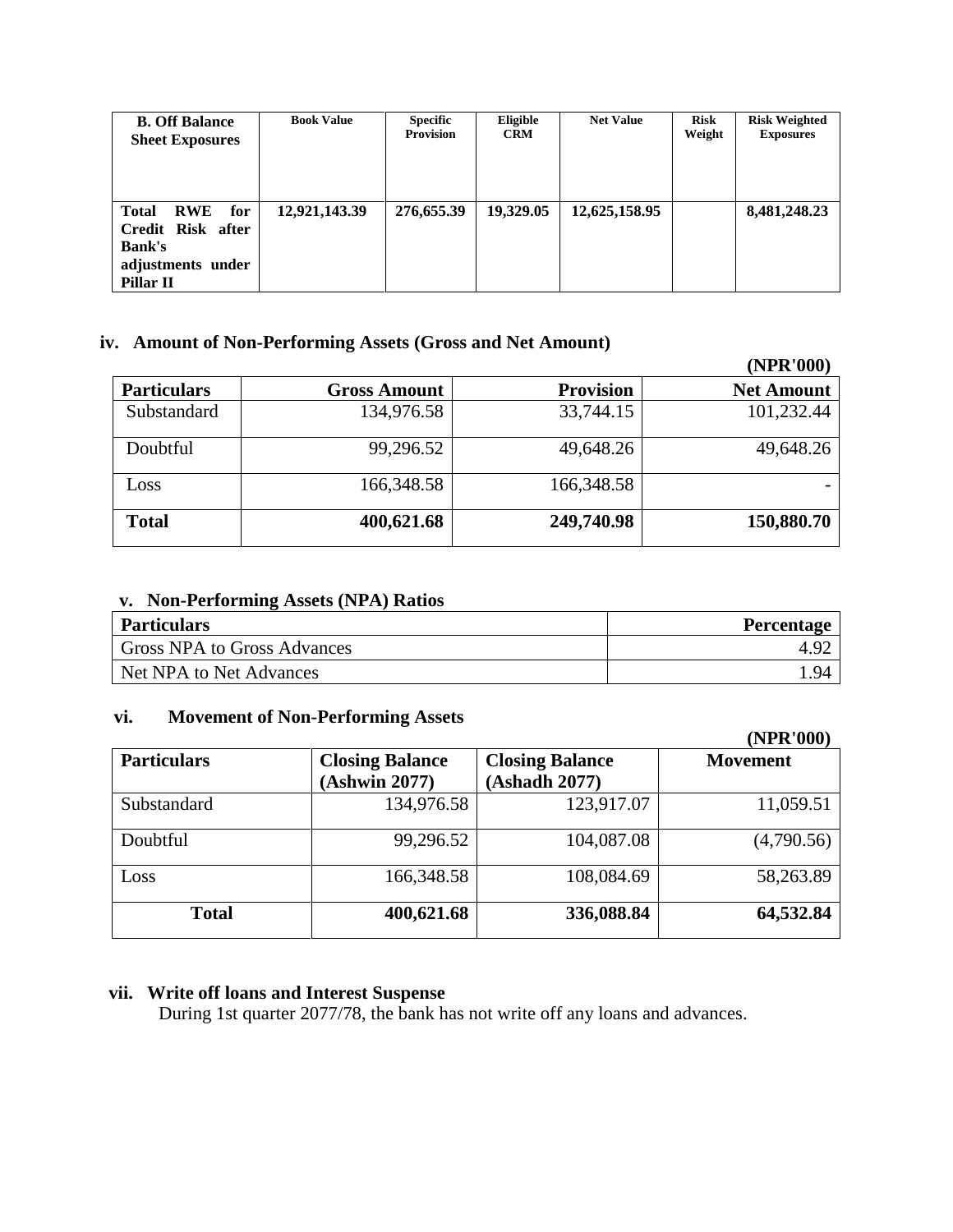| B. Off Balance Sheet Exposures | Book Value | Specific Provision | Eligible CRM | Net Value | Risk Weight | Risk Weighted Exposures |
|---|---|---|---|---|---|---|
| **Total RWE for Credit Risk after Bank's adjustments under Pillar II** | **12,921,143.39** | **276,655.39** | **19,329.05** | **12,625,158.95** | | **8,481,248.23** |

### iv. Amount of Non-Performing Assets (Gross and Net Amount)

**(NPR'000)**

| Particulars | Gross Amount | Provision | Net Amount |
|---|---|---|---|
| Substandard | 134,976.58 | 33,744.15 | 101,232.44 |
| Doubtful | 99,296.52 | 49,648.26 | 49,648.26 |
| Loss | 166,348.58 | 166,348.58 | - |
| **Total** | **400,621.68** | **249,740.98** | **150,880.70** |

### v. Non-Performing Assets (NPA) Ratios

| Particulars | Percentage |
|---|---|
| Gross NPA to Gross Advances | 4.92 |
| Net NPA to Net Advances | 1.94 |

### vi. Movement of Non-Performing Assets

**(NPR'000)**

| Particulars | Closing Balance (Ashwin 2077) | Closing Balance (Ashadh 2077) | Movement |
|---|---|---|---|
| Substandard | 134,976.58 | 123,917.07 | 11,059.51 |
| Doubtful | 99,296.52 | 104,087.08 | (4,790.56) |
| Loss | 166,348.58 | 108,084.69 | 58,263.89 |
| **Total** | **400,621.68** | **336,088.84** | **64,532.84** |

### vii. Write off loans and Interest Suspense

During 1st quarter 2077/78, the bank has not write off any loans and advances.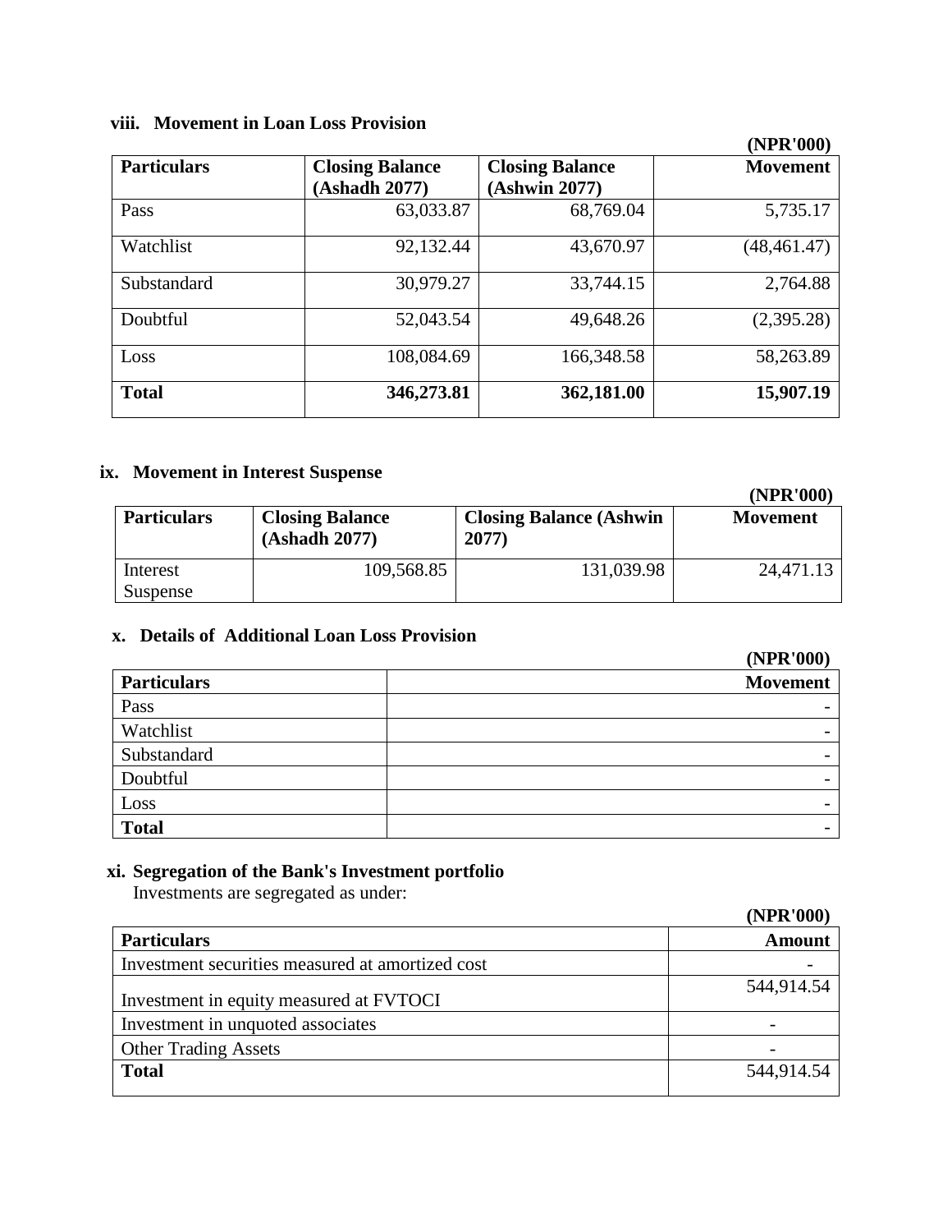### viii. Movement in Loan Loss Provision

(NPR'000)

| Particulars | Closing Balance (Ashadh 2077) | Closing Balance (Ashwin 2077) | Movement |
|---|---|---|---|
| Pass | 63,033.87 | 68,769.04 | 5,735.17 |
| Watchlist | 92,132.44 | 43,670.97 | (48,461.47) |
| Substandard | 30,979.27 | 33,744.15 | 2,764.88 |
| Doubtful | 52,043.54 | 49,648.26 | (2,395.28) |
| Loss | 108,084.69 | 166,348.58 | 58,263.89 |
| **Total** | **346,273.81** | **362,181.00** | **15,907.19** |

### ix. Movement in Interest Suspense

(NPR'000)

| Particulars | Closing Balance (Ashadh 2077) | Closing Balance (Ashwin 2077) | Movement |
|---|---|---|---|
| Interest Suspense | 109,568.85 | 131,039.98 | 24,471.13 |

### x. Details of Additional Loan Loss Provision

(NPR'000)

| Particulars | Movement |
|---|---|
| Pass | - |
| Watchlist | - |
| Substandard | - |
| Doubtful | - |
| Loss | - |
| **Total** | - |

### xi. Segregation of the Bank's Investment portfolio

Investments are segregated as under:

(NPR'000)

| Particulars | Amount |
|---|---|
| Investment securities measured at amortized cost | - |
| Investment in equity measured at FVTOCI | 544,914.54 |
| Investment in unquoted associates | - |
| Other Trading Assets | - |
| **Total** | 544,914.54 |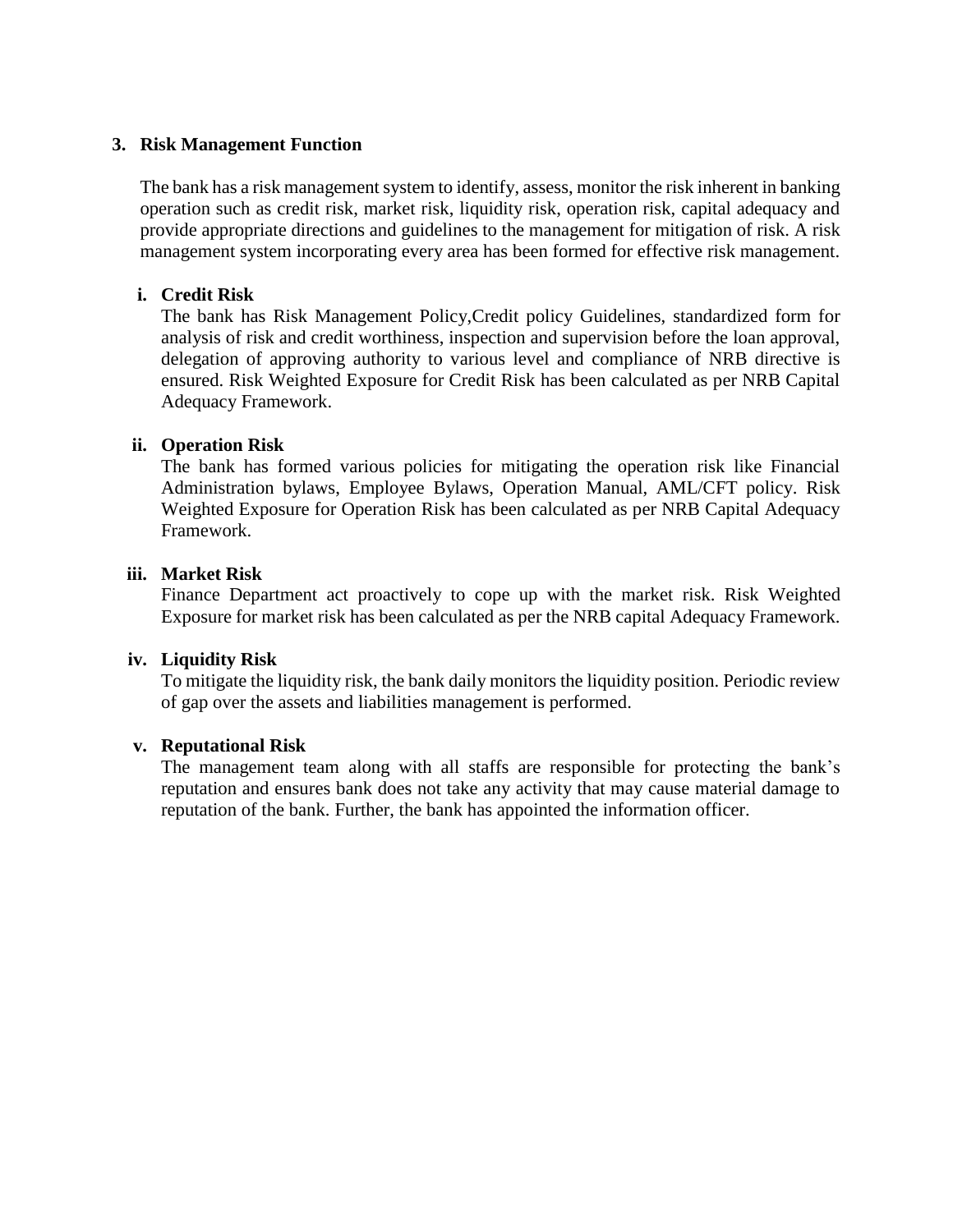### 3. Risk Management Function

The bank has a risk management system to identify, assess, monitor the risk inherent in banking operation such as credit risk, market risk, liquidity risk, operation risk, capital adequacy and provide appropriate directions and guidelines to the management for mitigation of risk. A risk management system incorporating every area has been formed for effective risk management.

**i. Credit Risk**

The bank has Risk Management Policy,Credit policy Guidelines, standardized form for analysis of risk and credit worthiness, inspection and supervision before the loan approval, delegation of approving authority to various level and compliance of NRB directive is ensured. Risk Weighted Exposure for Credit Risk has been calculated as per NRB Capital Adequacy Framework.

**ii. Operation Risk**

The bank has formed various policies for mitigating the operation risk like Financial Administration bylaws, Employee Bylaws, Operation Manual, AML/CFT policy. Risk Weighted Exposure for Operation Risk has been calculated as per NRB Capital Adequacy Framework.

**iii. Market Risk**

Finance Department act proactively to cope up with the market risk. Risk Weighted Exposure for market risk has been calculated as per the NRB capital Adequacy Framework.

**iv. Liquidity Risk**

To mitigate the liquidity risk, the bank daily monitors the liquidity position. Periodic review of gap over the assets and liabilities management is performed.

**v. Reputational Risk**

The management team along with all staffs are responsible for protecting the bank's reputation and ensures bank does not take any activity that may cause material damage to reputation of the bank. Further, the bank has appointed the information officer.